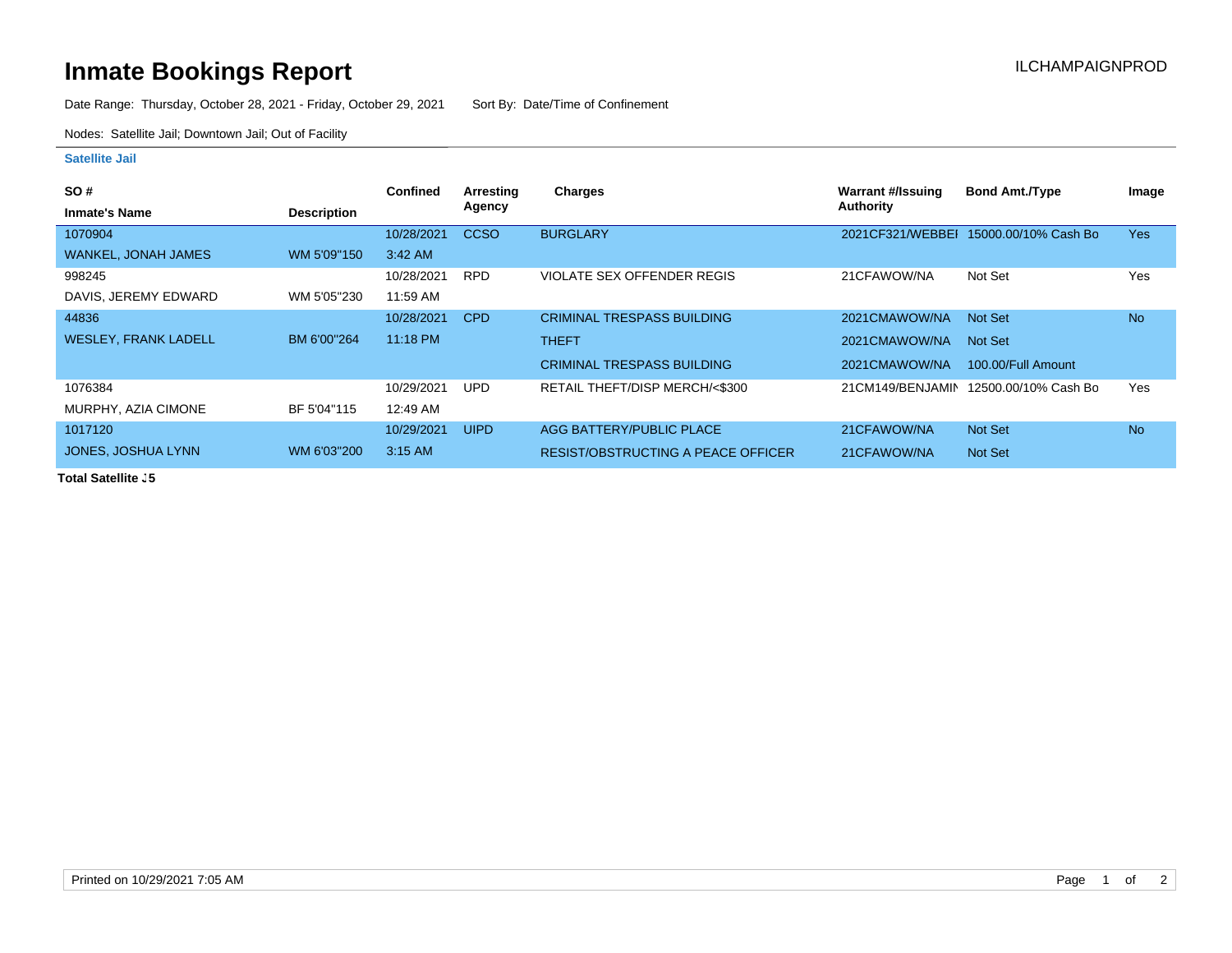# Inmate Bookings Report

ILCHAMPAIGNPROD

Date Range: Thursday, October 28, 2021 - Friday, October 29, 2021     Sort By: Date/Time of Confinement

Nodes: Satellite Jail; Downtown Jail; Out of Facility

**Satellite Jail**

| SO # / Inmate's Name | Description | Confined | Arresting Agency | Charges | Warrant #/Issuing Authority | Bond Amt./Type | Image |
|---|---|---|---|---|---|---|---|
| 1070904 WANKEL, JONAH JAMES | WM 5'09"150 | 10/28/2021 3:42 AM | CCSO | BURGLARY | 2021CF321/WEBBEI | 15000.00/10% Cash Bo | Yes |
| 998245 DAVIS, JEREMY EDWARD | WM 5'05"230 | 10/28/2021 11:59 AM | RPD | VIOLATE SEX OFFENDER REGIS | 21CFAWOW/NA | Not Set | Yes |
| 44836 WESLEY, FRANK LADELL | BM 6'00"264 | 10/28/2021 11:18 PM | CPD | CRIMINAL TRESPASS BUILDING | 2021CMAWOW/NA | Not Set | No |
| | | | | THEFT | 2021CMAWOW/NA | Not Set | |
| | | | | CRIMINAL TRESPASS BUILDING | 2021CMAWOW/NA | 100.00/Full Amount | |
| 1076384 MURPHY, AZIA CIMONE | BF 5'04"115 | 10/29/2021 12:49 AM | UPD | RETAIL THEFT/DISP MERCH/<$300 | 21CM149/BENJAMIN | 12500.00/10% Cash Bo | Yes |
| 1017120 JONES, JOSHUA LYNN | WM 6'03"200 | 10/29/2021 3:15 AM | UIPD | AGG BATTERY/PUBLIC PLACE | 21CFAWOW/NA | Not Set | No |
| | | | | RESIST/OBSTRUCTING A PEACE OFFICER | 21CFAWOW/NA | Not Set | |

**Total Satellite J5**

Printed on 10/29/2021 7:05 AM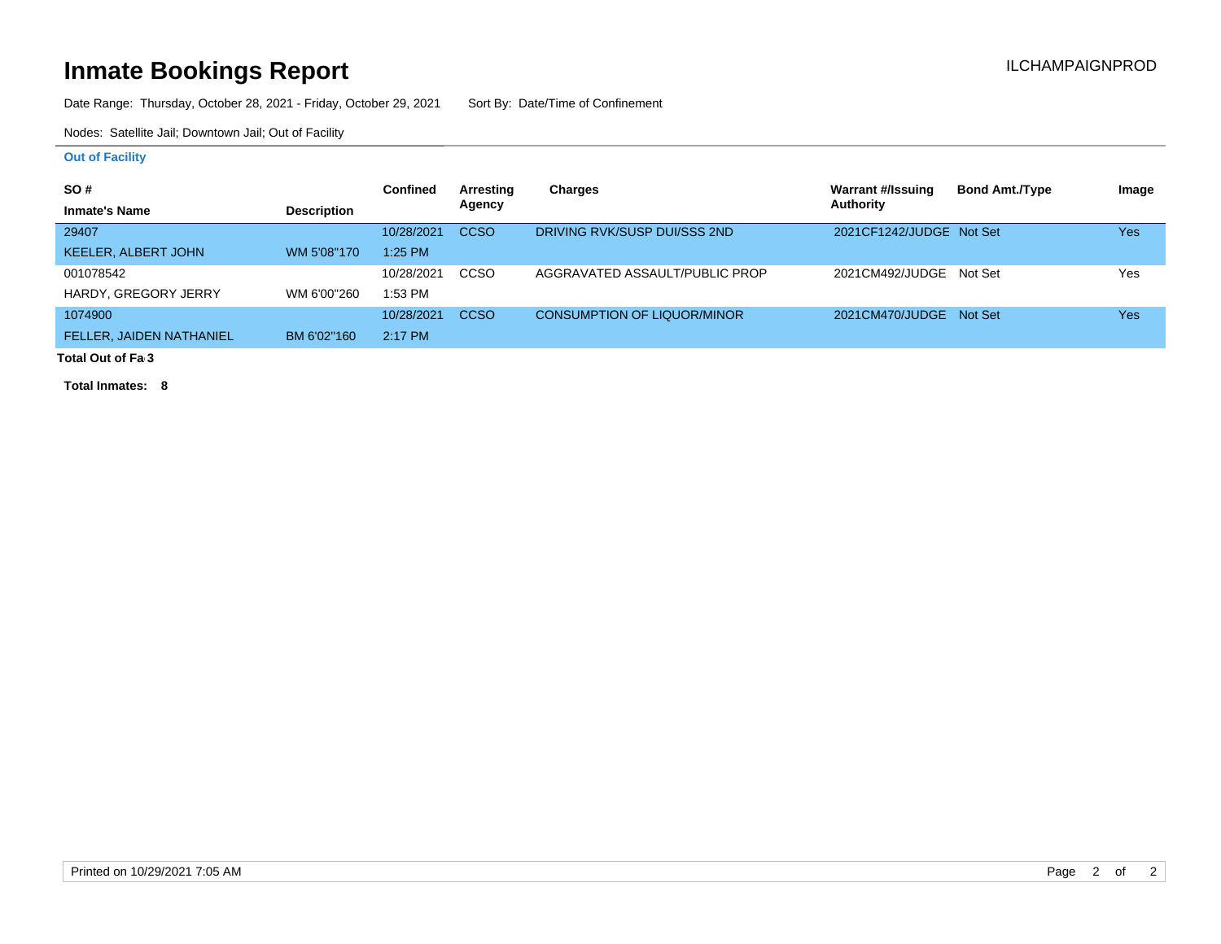# Inmate Bookings Report

ILCHAMPAIGNPROD

Date Range: Thursday, October 28, 2021 - Friday, October 29, 2021    Sort By: Date/Time of Confinement

Nodes: Satellite Jail; Downtown Jail; Out of Facility

### Out of Facility

| SO # / Inmate's Name | Description | Confined | Arresting Agency | Charges | Warrant #/Issuing Authority | Bond Amt./Type | Image |
|---|---|---|---|---|---|---|---|
| 29407<br>KEELER, ALBERT JOHN | WM 5'08"170 | 10/28/2021<br>1:25 PM | CCSO | DRIVING RVK/SUSP DUI/SSS 2ND | 2021CF1242/JUDGE | Not Set | Yes |
| 001078542<br>HARDY, GREGORY JERRY | WM 6'00"260 | 10/28/2021<br>1:53 PM | CCSO | AGGRAVATED ASSAULT/PUBLIC PROP | 2021CM492/JUDGE | Not Set | Yes |
| 1074900<br>FELLER, JAIDEN NATHANIEL | BM 6'02"160 | 10/28/2021<br>2:17 PM | CCSO | CONSUMPTION OF LIQUOR/MINOR | 2021CM470/JUDGE | Not Set | Yes |

**Total Out of Fa 3**

**Total Inmates: 8**

Printed on 10/29/2021 7:05 AM